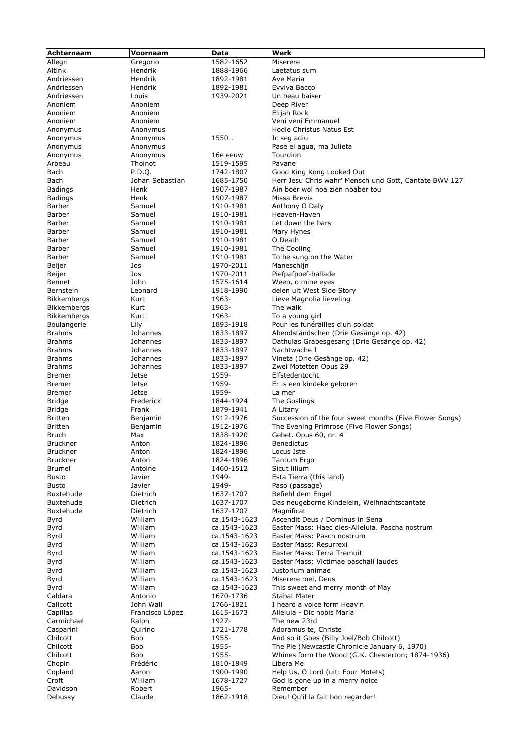| Achternaam | Voornaam | Data | Werk |
|---|---|---|---|
| Allegri | Gregorio | 1582-1652 | Miserere |
| Altink | Hendrik | 1888-1966 | Laetatus sum |
| Andriessen | Hendrik | 1892-1981 | Ave Maria |
| Andriessen | Hendrik | 1892-1981 | Evviva Bacco |
| Andriessen | Louis | 1939-2021 | Un beau baiser |
| Anoniem | Anoniem | | Deep River |
| Anoniem | Anoniem | | Elijah Rock |
| Anoniem | Anoniem | | Veni veni Emmanuel |
| Anonymus | Anonymus | | Hodie Christus Natus Est |
| Anonymus | Anonymus | 1550… | Ic seg adiu |
| Anonymus | Anonymus | | Pase el agua, ma Julieta |
| Anonymus | Anonymus | 16e eeuw | Tourdion |
| Arbeau | Thoinot | 1519-1595 | Pavane |
| Bach | P.D.Q. | 1742-1807 | Good King Kong Looked Out |
| Bach | Johan Sebastian | 1685-1750 | Herr Jesu Chris wahr' Mensch und Gott, Cantate BWV 127 |
| Badings | Henk | 1907-1987 | Ain boer wol noa zien noaber tou |
| Badings | Henk | 1907-1987 | Missa Brevis |
| Barber | Samuel | 1910-1981 | Anthony O Daly |
| Barber | Samuel | 1910-1981 | Heaven-Haven |
| Barber | Samuel | 1910-1981 | Let down the bars |
| Barber | Samuel | 1910-1981 | Mary Hynes |
| Barber | Samuel | 1910-1981 | O Death |
| Barber | Samuel | 1910-1981 | The Cooling |
| Barber | Samuel | 1910-1981 | To be sung on the Water |
| Beijer | Jos | 1970-2011 | Maneschijn |
| Beijer | Jos | 1970-2011 | Piefpafpoef-ballade |
| Bennet | John | 1575-1614 | Weep, o mine eyes |
| Bernstein | Leonard | 1918-1990 | delen uit West Side Story |
| Bikkembergs | Kurt | 1963- | Lieve Magnolia lieveling |
| Bikkembergs | Kurt | 1963- | The walk |
| Bikkembergs | Kurt | 1963- | To a young girl |
| Boulangerie | Lily | 1893-1918 | Pour les funérailles d'un soldat |
| Brahms | Johannes | 1833-1897 | Abendständschen (Drie Gesänge op. 42) |
| Brahms | Johannes | 1833-1897 | Dathulas Grabesgesang (Drie Gesänge op. 42) |
| Brahms | Johannes | 1833-1897 | Nachtwache I |
| Brahms | Johannes | 1833-1897 | Vineta (Drie Gesänge op. 42) |
| Brahms | Johannes | 1833-1897 | Zwei Motetten Opus 29 |
| Bremer | Jetse | 1959- | Elfstedentocht |
| Bremer | Jetse | 1959- | Er is een kindeke geboren |
| Bremer | Jetse | 1959- | La mer |
| Bridge | Frederick | 1844-1924 | The Goslings |
| Bridge | Frank | 1879-1941 | A Litany |
| Britten | Benjamin | 1912-1976 | Succession of the four sweet months (Five Flower Songs) |
| Britten | Benjamin | 1912-1976 | The Evening Primrose (Five Flower Songs) |
| Bruch | Max | 1838-1920 | Gebet. Opus 60, nr. 4 |
| Bruckner | Anton | 1824-1896 | Benedictus |
| Bruckner | Anton | 1824-1896 | Locus Iste |
| Bruckner | Anton | 1824-1896 | Tantum Ergo |
| Brumel | Antoine | 1460-1512 | Sicut lilium |
| Busto | Javier | 1949- | Esta Tierra (this land) |
| Busto | Javier | 1949- | Paso (passage) |
| Buxtehude | Dietrich | 1637-1707 | Befiehl dem Engel |
| Buxtehude | Dietrich | 1637-1707 | Das neugeborne Kindelein, Weihnachtscantate |
| Buxtehude | Dietrich | 1637-1707 | Magnificat |
| Byrd | William | ca.1543-1623 | Ascendit Deus / Dominus in Sena |
| Byrd | William | ca.1543-1623 | Easter Mass: Haec dies-Alleluia. Pascha nostrum |
| Byrd | William | ca.1543-1623 | Easter Mass: Pasch nostrum |
| Byrd | William | ca.1543-1623 | Easter Mass: Resurrexi |
| Byrd | William | ca.1543-1623 | Easter Mass: Terra Tremuit |
| Byrd | William | ca.1543-1623 | Easter Mass: Victimae paschali laudes |
| Byrd | William | ca.1543-1623 | Justorium animae |
| Byrd | William | ca.1543-1623 | Miserere mei, Deus |
| Byrd | William | ca.1543-1623 | This sweet and merry month of May |
| Caldara | Antonio | 1670-1736 | Stabat Mater |
| Callcott | John Wall | 1766-1821 | I heard a voice form Heav'n |
| Capillas | Francisco López | 1615-1673 | Alleluia - Dic nobis Maria |
| Carmichael | Ralph | 1927- | The new 23rd |
| Casparini | Quirino | 1721-1778 | Adoramus te, Christe |
| Chilcott | Bob | 1955- | And so it Goes (Billy Joel/Bob Chilcott) |
| Chilcott | Bob | 1955- | The Pie (Newcastle Chronicle January 6, 1970) |
| Chilcott | Bob | 1955- | Whines form the Wood (G.K. Chesterton; 1874-1936) |
| Chopin | Frédéric | 1810-1849 | Libera Me |
| Copland | Aaron | 1900-1990 | Help Us, O Lord (uit: Four Motets) |
| Croft | William | 1678-1727 | God is gone up in a merry noice |
| Davidson | Robert | 1965- | Remember |
| Debussy | Claude | 1862-1918 | Dieu! Qu'il la fait bon regarder! |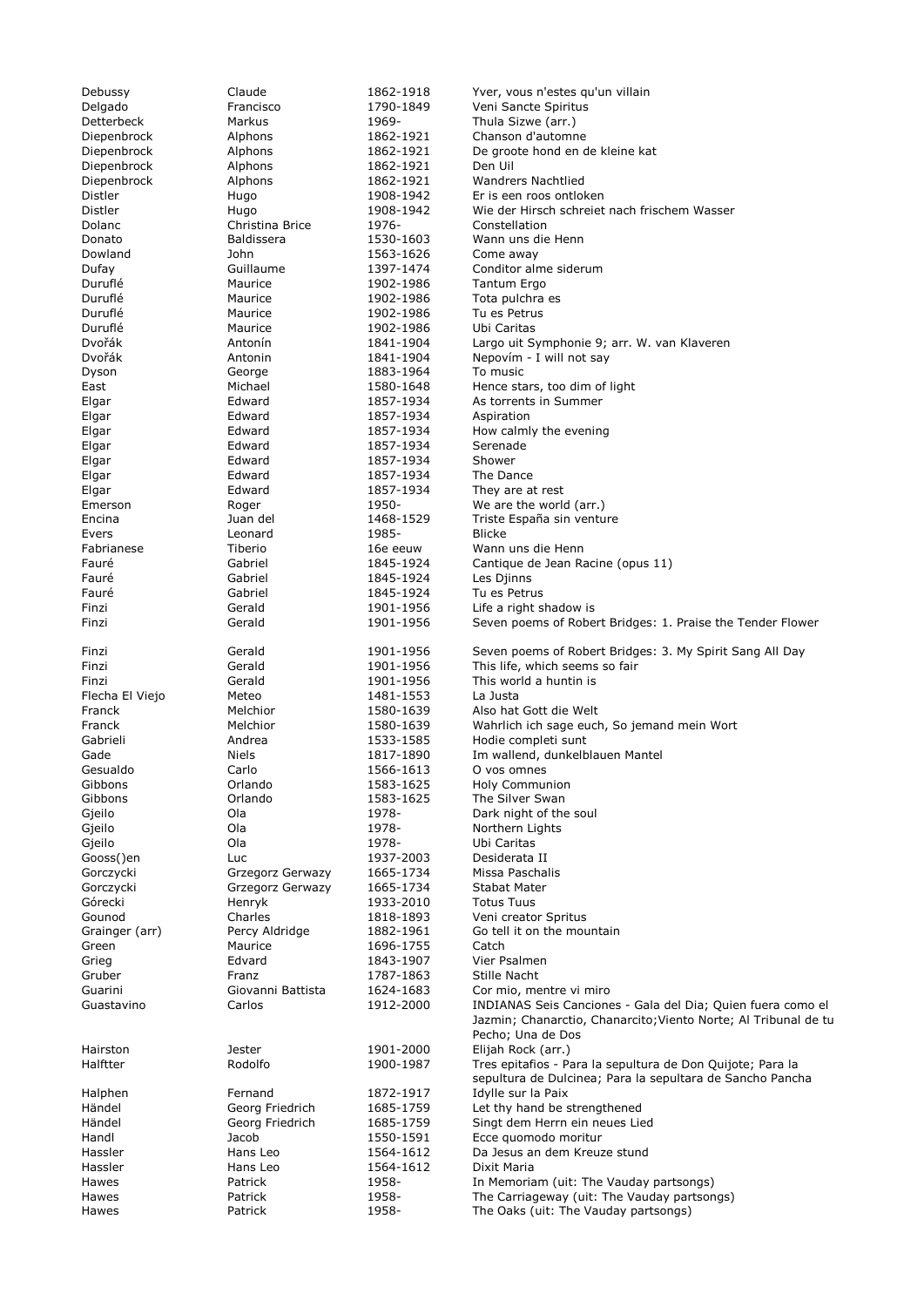| | | | |
|---|---|---|---|
| Debussy | Claude | 1862-1918 | Yver, vous n'estes qu'un villain |
| Delgado | Francisco | 1790-1849 | Veni Sancte Spiritus |
| Detterbeck | Markus | 1969- | Thula Sizwe (arr.) |
| Diepenbrock | Alphons | 1862-1921 | Chanson d'automne |
| Diepenbrock | Alphons | 1862-1921 | De groote hond en de kleine kat |
| Diepenbrock | Alphons | 1862-1921 | Den Uil |
| Diepenbrock | Alphons | 1862-1921 | Wandrers Nachtlied |
| Distler | Hugo | 1908-1942 | Er is een roos ontloken |
| Distler | Hugo | 1908-1942 | Wie der Hirsch schreiet nach frischem Wasser |
| Dolanc | Christina Brice | 1976- | Constellation |
| Donato | Baldissera | 1530-1603 | Wann uns die Henn |
| Dowland | John | 1563-1626 | Come away |
| Dufay | Guillaume | 1397-1474 | Conditor alme siderum |
| Duruflé | Maurice | 1902-1986 | Tantum Ergo |
| Duruflé | Maurice | 1902-1986 | Tota pulchra es |
| Duruflé | Maurice | 1902-1986 | Tu es Petrus |
| Duruflé | Maurice | 1902-1986 | Ubi Caritas |
| Dvořák | Antonín | 1841-1904 | Largo uit Symphonie 9; arr. W. van Klaveren |
| Dvořák | Antonin | 1841-1904 | Nepovím - I will not say |
| Dyson | George | 1883-1964 | To music |
| East | Michael | 1580-1648 | Hence stars, too dim of light |
| Elgar | Edward | 1857-1934 | As torrents in Summer |
| Elgar | Edward | 1857-1934 | Aspiration |
| Elgar | Edward | 1857-1934 | How calmly the evening |
| Elgar | Edward | 1857-1934 | Serenade |
| Elgar | Edward | 1857-1934 | Shower |
| Elgar | Edward | 1857-1934 | The Dance |
| Elgar | Edward | 1857-1934 | They are at rest |
| Emerson | Roger | 1950- | We are the world (arr.) |
| Encina | Juan del | 1468-1529 | Triste España sin venture |
| Evers | Leonard | 1985- | Blicke |
| Fabrianese | Tiberio | 16e eeuw | Wann uns die Henn |
| Fauré | Gabriel | 1845-1924 | Cantique de Jean Racine (opus 11) |
| Fauré | Gabriel | 1845-1924 | Les Djinns |
| Fauré | Gabriel | 1845-1924 | Tu es Petrus |
| Finzi | Gerald | 1901-1956 | Life a right shadow is |
| Finzi | Gerald | 1901-1956 | Seven poems of Robert Bridges: 1. Praise the Tender Flower |
| Finzi | Gerald | 1901-1956 | Seven poems of Robert Bridges: 3. My Spirit Sang All Day |
| Finzi | Gerald | 1901-1956 | This life, which seems so fair |
| Finzi | Gerald | 1901-1956 | This world a huntin is |
| Flecha El Viejo | Meteo | 1481-1553 | La Justa |
| Franck | Melchior | 1580-1639 | Also hat Gott die Welt |
| Franck | Melchior | 1580-1639 | Wahrlich ich sage euch, So jemand mein Wort |
| Gabrieli | Andrea | 1533-1585 | Hodie completi sunt |
| Gade | Niels | 1817-1890 | Im wallend, dunkelblauen Mantel |
| Gesualdo | Carlo | 1566-1613 | O vos omnes |
| Gibbons | Orlando | 1583-1625 | Holy Communion |
| Gibbons | Orlando | 1583-1625 | The Silver Swan |
| Gjeilo | Ola | 1978- | Dark night of the soul |
| Gjeilo | Ola | 1978- | Northern Lights |
| Gjeilo | Ola | 1978- | Ubi Caritas |
| Gooss()en | Luc | 1937-2003 | Desiderata II |
| Gorczycki | Grzegorz Gerwazy | 1665-1734 | Missa Paschalis |
| Gorczycki | Grzegorz Gerwazy | 1665-1734 | Stabat Mater |
| Górecki | Henryk | 1933-2010 | Totus Tuus |
| Gounod | Charles | 1818-1893 | Veni creator Spritus |
| Grainger (arr) | Percy Aldridge | 1882-1961 | Go tell it on the mountain |
| Green | Maurice | 1696-1755 | Catch |
| Grieg | Edvard | 1843-1907 | Vier Psalmen |
| Gruber | Franz | 1787-1863 | Stille Nacht |
| Guarini | Giovanni Battista | 1624-1683 | Cor mio, mentre vi miro |
| Guastavino | Carlos | 1912-2000 | INDIANAS Seis Canciones - Gala del Dia; Quien fuera como el Jazmin; Chanarctio, Chanarcito;Viento Norte; Al Tribunal de tu Pecho; Una de Dos |
| Hairston | Jester | 1901-2000 | Elijah Rock (arr.) |
| Halftter | Rodolfo | 1900-1987 | Tres epitafios - Para la sepultura de Don Quijote; Para la sepultura de Dulcinea; Para la sepultara de Sancho Pancha |
| Halphen | Fernand | 1872-1917 | Idylle sur la Paix |
| Händel | Georg Friedrich | 1685-1759 | Let thy hand be strengthened |
| Händel | Georg Friedrich | 1685-1759 | Singt dem Herrn ein neues Lied |
| Handl | Jacob | 1550-1591 | Ecce quomodo moritur |
| Hassler | Hans Leo | 1564-1612 | Da Jesus an dem Kreuze stund |
| Hassler | Hans Leo | 1564-1612 | Dixit Maria |
| Hawes | Patrick | 1958- | In Memoriam (uit: The Vauday partsongs) |
| Hawes | Patrick | 1958- | The Carriageway (uit: The Vauday partsongs) |
| Hawes | Patrick | 1958- | The Oaks (uit: The Vauday partsongs) |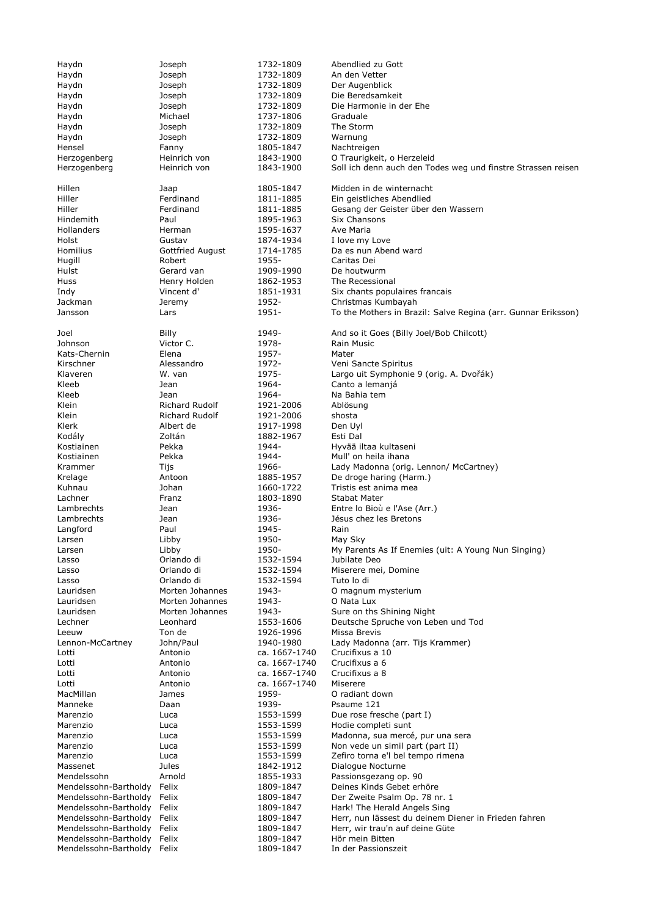| | | | |
|---|---|---|---|
| Haydn | Joseph | 1732-1809 | Abendlied zu Gott |
| Haydn | Joseph | 1732-1809 | An den Vetter |
| Haydn | Joseph | 1732-1809 | Der Augenblick |
| Haydn | Joseph | 1732-1809 | Die Beredsamkeit |
| Haydn | Joseph | 1732-1809 | Die Harmonie in der Ehe |
| Haydn | Michael | 1737-1806 | Graduale |
| Haydn | Joseph | 1732-1809 | The Storm |
| Haydn | Joseph | 1732-1809 | Warnung |
| Hensel | Fanny | 1805-1847 | Nachtreigen |
| Herzogenberg | Heinrich von | 1843-1900 | O Traurigkeit, o Herzeleid |
| Herzogenberg | Heinrich von | 1843-1900 | Soll ich denn auch den Todes weg und finstre Strassen reisen |
| Hillen | Jaap | 1805-1847 | Midden in de winternacht |
| Hiller | Ferdinand | 1811-1885 | Ein geistliches Abendlied |
| Hiller | Ferdinand | 1811-1885 | Gesang der Geister über den Wassern |
| Hindemith | Paul | 1895-1963 | Six Chansons |
| Hollanders | Herman | 1595-1637 | Ave Maria |
| Holst | Gustav | 1874-1934 | I love my Love |
| Homilius | Gottfried August | 1714-1785 | Da es nun Abend ward |
| Hugill | Robert | 1955- | Caritas Dei |
| Hulst | Gerard van | 1909-1990 | De houtwurm |
| Huss | Henry Holden | 1862-1953 | The Recessional |
| Indy | Vincent d' | 1851-1931 | Six chants populaires francais |
| Jackman | Jeremy | 1952- | Christmas Kumbayah |
| Jansson | Lars | 1951- | To the Mothers in Brazil: Salve Regina (arr. Gunnar Eriksson) |
| Joel | Billy | 1949- | And so it Goes (Billy Joel/Bob Chilcott) |
| Johnson | Victor C. | 1978- | Rain Music |
| Kats-Chernin | Elena | 1957- | Mater |
| Kirschner | Alessandro | 1972- | Veni Sancte Spiritus |
| Klaveren | W. van | 1975- | Largo uit Symphonie 9 (orig. A. Dvořák) |
| Kleeb | Jean | 1964- | Canto a lemanjá |
| Kleeb | Jean | 1964- | Na Bahia tem |
| Klein | Richard Rudolf | 1921-2006 | Ablösung |
| Klein | Richard Rudolf | 1921-2006 | shosta |
| Klerk | Albert de | 1917-1998 | Den Uyl |
| Kodály | Zoltán | 1882-1967 | Esti Dal |
| Kostiainen | Pekka | 1944- | Hyvää iltaa kultaseni |
| Kostiainen | Pekka | 1944- | Mull' on heila ihana |
| Krammer | Tijs | 1966- | Lady Madonna (orig. Lennon/ McCartney) |
| Krelage | Antoon | 1885-1957 | De droge haring (Harm.) |
| Kuhnau | Johan | 1660-1722 | Tristis est anima mea |
| Lachner | Franz | 1803-1890 | Stabat Mater |
| Lambrechts | Jean | 1936- | Entre lo Biou e l'Ase (Arr.) |
| Lambrechts | Jean | 1936- | Jésus chez les Bretons |
| Langford | Paul | 1945- | Rain |
| Larsen | Libby | 1950- | May Sky |
| Larsen | Libby | 1950- | My Parents As If Enemies (uit: A Young Nun Singing) |
| Lasso | Orlando di | 1532-1594 | Jubilate Deo |
| Lasso | Orlando di | 1532-1594 | Miserere mei, Domine |
| Lasso | Orlando di | 1532-1594 | Tuto lo di |
| Lauridsen | Morten Johannes | 1943- | O magnum mysterium |
| Lauridsen | Morten Johannes | 1943- | O Nata Lux |
| Lauridsen | Morten Johannes | 1943- | Sure on ths Shining Night |
| Lechner | Leonhard | 1553-1606 | Deutsche Spruche von Leben und Tod |
| Leeuw | Ton de | 1926-1996 | Missa Brevis |
| Lennon-McCartney | John/Paul | 1940-1980 | Lady Madonna (arr. Tijs Krammer) |
| Lotti | Antonio | ca. 1667-1740 | Crucifixus a 10 |
| Lotti | Antonio | ca. 1667-1740 | Crucifixus a 6 |
| Lotti | Antonio | ca. 1667-1740 | Crucifixus a 8 |
| Lotti | Antonio | ca. 1667-1740 | Miserere |
| MacMillan | James | 1959- | O radiant down |
| Manneke | Daan | 1939- | Psaume 121 |
| Marenzio | Luca | 1553-1599 | Due rose fresche (part I) |
| Marenzio | Luca | 1553-1599 | Hodie completi sunt |
| Marenzio | Luca | 1553-1599 | Madonna, sua mercé, pur una sera |
| Marenzio | Luca | 1553-1599 | Non vede un simil part (part II) |
| Marenzio | Luca | 1553-1599 | Zefiro torna e'l bel tempo rimena |
| Massenet | Jules | 1842-1912 | Dialogue Nocturne |
| Mendelssohn | Arnold | 1855-1933 | Passionsgezang op. 90 |
| Mendelssohn-Bartholdy | Felix | 1809-1847 | Deines Kinds Gebet erhöre |
| Mendelssohn-Bartholdy | Felix | 1809-1847 | Der Zweite Psalm Op. 78 nr. 1 |
| Mendelssohn-Bartholdy | Felix | 1809-1847 | Hark! The Herald Angels Sing |
| Mendelssohn-Bartholdy | Felix | 1809-1847 | Herr, nun lässest du deinem Diener in Frieden fahren |
| Mendelssohn-Bartholdy | Felix | 1809-1847 | Herr, wir trau'n auf deine Güte |
| Mendelssohn-Bartholdy | Felix | 1809-1847 | Hör mein Bitten |
| Mendelssohn-Bartholdy | Felix | 1809-1847 | In der Passionszeit |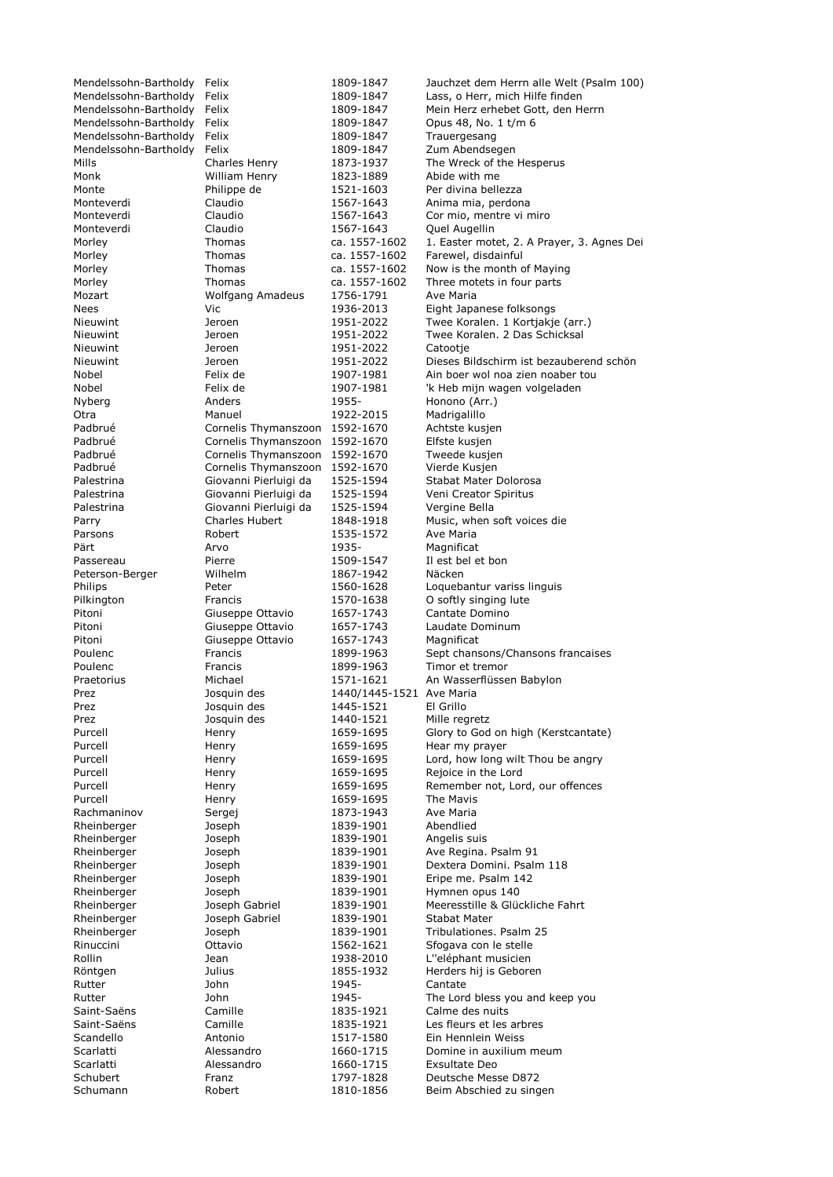| | | | |
|---|---|---|---|
| Mendelssohn-Bartholdy | Felix | 1809-1847 | Jauchzet dem Herrn alle Welt (Psalm 100) |
| Mendelssohn-Bartholdy | Felix | 1809-1847 | Lass, o Herr, mich Hilfe finden |
| Mendelssohn-Bartholdy | Felix | 1809-1847 | Mein Herz erhebet Gott, den Herrn |
| Mendelssohn-Bartholdy | Felix | 1809-1847 | Opus 48, No. 1 t/m 6 |
| Mendelssohn-Bartholdy | Felix | 1809-1847 | Trauergesang |
| Mendelssohn-Bartholdy | Felix | 1809-1847 | Zum Abendsegen |
| Mills | Charles Henry | 1873-1937 | The Wreck of the Hesperus |
| Monk | William Henry | 1823-1889 | Abide with me |
| Monte | Philippe de | 1521-1603 | Per divina bellezza |
| Monteverdi | Claudio | 1567-1643 | Anima mia, perdona |
| Monteverdi | Claudio | 1567-1643 | Cor mio, mentre vi miro |
| Monteverdi | Claudio | 1567-1643 | Quel Augellin |
| Morley | Thomas | ca. 1557-1602 | 1. Easter motet, 2. A Prayer, 3. Agnes Dei |
| Morley | Thomas | ca. 1557-1602 | Farewel, disdainful |
| Morley | Thomas | ca. 1557-1602 | Now is the month of Maying |
| Morley | Thomas | ca. 1557-1602 | Three motets in four parts |
| Mozart | Wolfgang Amadeus | 1756-1791 | Ave Maria |
| Nees | Vic | 1936-2013 | Eight Japanese folksongs |
| Nieuwint | Jeroen | 1951-2022 | Twee Koralen. 1 Kortjakje (arr.) |
| Nieuwint | Jeroen | 1951-2022 | Twee Koralen. 2 Das Schicksal |
| Nieuwint | Jeroen | 1951-2022 | Catootje |
| Nieuwint | Jeroen | 1951-2022 | Dieses Bildschirm ist bezauberend schön |
| Nobel | Felix de | 1907-1981 | Ain boer wol noa zien noaber tou |
| Nobel | Felix de | 1907-1981 | 'k Heb mijn wagen volgeladen |
| Nyberg | Anders | 1955- | Honono (Arr.) |
| Otra | Manuel | 1922-2015 | Madrigalillo |
| Padbrué | Cornelis Thymanszoon | 1592-1670 | Achtste kusjen |
| Padbrué | Cornelis Thymanszoon | 1592-1670 | Elfste kusjen |
| Padbrué | Cornelis Thymanszoon | 1592-1670 | Tweede kusjen |
| Padbrué | Cornelis Thymanszoon | 1592-1670 | Vierde Kusjen |
| Palestrina | Giovanni Pierluigi da | 1525-1594 | Stabat Mater Dolorosa |
| Palestrina | Giovanni Pierluigi da | 1525-1594 | Veni Creator Spiritus |
| Palestrina | Giovanni Pierluigi da | 1525-1594 | Vergine Bella |
| Parry | Charles Hubert | 1848-1918 | Music, when soft voices die |
| Parsons | Robert | 1535-1572 | Ave Maria |
| Pärt | Arvo | 1935- | Magnificat |
| Passereau | Pierre | 1509-1547 | Il est bel et bon |
| Peterson-Berger | Wilhelm | 1867-1942 | Näcken |
| Philips | Peter | 1560-1628 | Loquebantur variss linguis |
| Pilkington | Francis | 1570-1638 | O softly singing lute |
| Pitoni | Giuseppe Ottavio | 1657-1743 | Cantate Domino |
| Pitoni | Giuseppe Ottavio | 1657-1743 | Laudate Dominum |
| Pitoni | Giuseppe Ottavio | 1657-1743 | Magnificat |
| Poulenc | Francis | 1899-1963 | Sept chansons/Chansons francaises |
| Poulenc | Francis | 1899-1963 | Timor et tremor |
| Praetorius | Michael | 1571-1621 | An Wasserflüssen Babylon |
| Prez | Josquin des | 1440/1445-1521 | Ave Maria |
| Prez | Josquin des | 1445-1521 | El Grillo |
| Prez | Josquin des | 1440-1521 | Mille regretz |
| Purcell | Henry | 1659-1695 | Glory to God on high (Kerstcantate) |
| Purcell | Henry | 1659-1695 | Hear my prayer |
| Purcell | Henry | 1659-1695 | Lord, how long wilt Thou be angry |
| Purcell | Henry | 1659-1695 | Rejoice in the Lord |
| Purcell | Henry | 1659-1695 | Remember not, Lord, our offences |
| Purcell | Henry | 1659-1695 | The Mavis |
| Rachmaninov | Sergej | 1873-1943 | Ave Maria |
| Rheinberger | Joseph | 1839-1901 | Abendlied |
| Rheinberger | Joseph | 1839-1901 | Angelis suis |
| Rheinberger | Joseph | 1839-1901 | Ave Regina. Psalm 91 |
| Rheinberger | Joseph | 1839-1901 | Dextera Domini. Psalm 118 |
| Rheinberger | Joseph | 1839-1901 | Eripe me. Psalm 142 |
| Rheinberger | Joseph | 1839-1901 | Hymnen opus 140 |
| Rheinberger | Joseph Gabriel | 1839-1901 | Meeresstille & Glückliche Fahrt |
| Rheinberger | Joseph Gabriel | 1839-1901 | Stabat Mater |
| Rheinberger | Joseph | 1839-1901 | Tribulationes. Psalm 25 |
| Rinuccini | Ottavio | 1562-1621 | Sfogava con le stelle |
| Rollin | Jean | 1938-2010 | L''eléphant musicien |
| Röntgen | Julius | 1855-1932 | Herders hij is Geboren |
| Rutter | John | 1945- | Cantate |
| Rutter | John | 1945- | The Lord bless you and keep you |
| Saint-Saëns | Camille | 1835-1921 | Calme des nuits |
| Saint-Saëns | Camille | 1835-1921 | Les fleurs et les arbres |
| Scandello | Antonio | 1517-1580 | Ein Hennlein Weiss |
| Scarlatti | Alessandro | 1660-1715 | Domine in auxilium meum |
| Scarlatti | Alessandro | 1660-1715 | Exsultate Deo |
| Schubert | Franz | 1797-1828 | Deutsche Messe D872 |
| Schumann | Robert | 1810-1856 | Beim Abschied zu singen |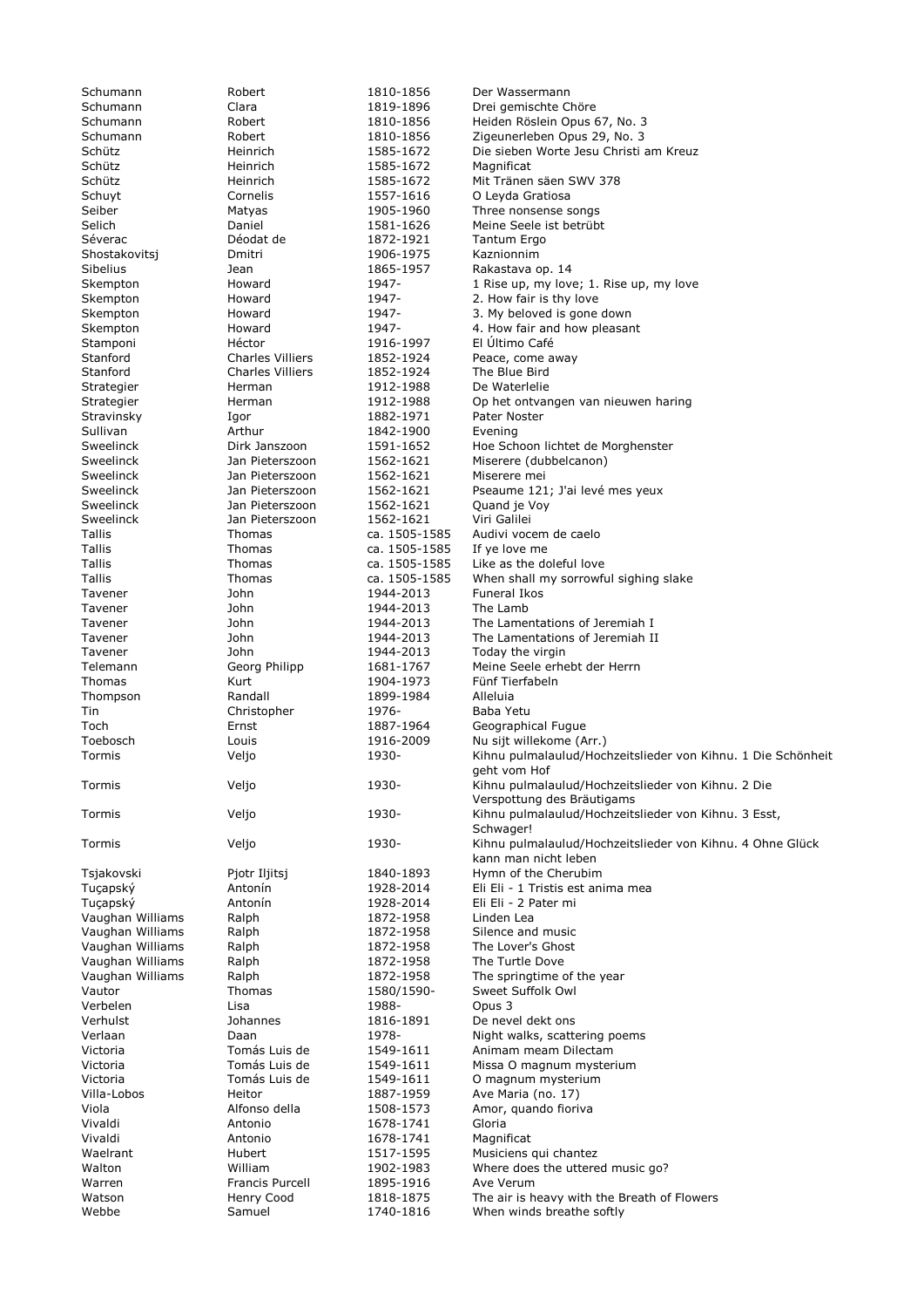| | | | |
|---|---|---|---|
| Schumann | Robert | 1810-1856 | Der Wassermann |
| Schumann | Clara | 1819-1896 | Drei gemischte Chöre |
| Schumann | Robert | 1810-1856 | Heiden Röslein Opus 67, No. 3 |
| Schumann | Robert | 1810-1856 | Zigeunerleben Opus 29, No. 3 |
| Schütz | Heinrich | 1585-1672 | Die sieben Worte Jesu Christi am Kreuz |
| Schütz | Heinrich | 1585-1672 | Magnificat |
| Schütz | Heinrich | 1585-1672 | Mit Tränen säen SWV 378 |
| Schuyt | Cornelis | 1557-1616 | O Leyda Gratiosa |
| Seiber | Matyas | 1905-1960 | Three nonsense songs |
| Selich | Daniel | 1581-1626 | Meine Seele ist betrübt |
| Séverac | Déodat de | 1872-1921 | Tantum Ergo |
| Shostakovitsj | Dmitri | 1906-1975 | Kaznionnim |
| Sibelius | Jean | 1865-1957 | Rakastava op. 14 |
| Skempton | Howard | 1947- | 1 Rise up, my love; 1. Rise up, my love |
| Skempton | Howard | 1947- | 2. How fair is thy love |
| Skempton | Howard | 1947- | 3. My beloved is gone down |
| Skempton | Howard | 1947- | 4. How fair and how pleasant |
| Stamponi | Héctor | 1916-1997 | El Último Café |
| Stanford | Charles Villiers | 1852-1924 | Peace, come away |
| Stanford | Charles Villiers | 1852-1924 | The Blue Bird |
| Strategier | Herman | 1912-1988 | De Waterlelie |
| Strategier | Herman | 1912-1988 | Op het ontvangen van nieuwen haring |
| Stravinsky | Igor | 1882-1971 | Pater Noster |
| Sullivan | Arthur | 1842-1900 | Evening |
| Sweelinck | Dirk Janszoon | 1591-1652 | Hoe Schoon lichtet de Morghenster |
| Sweelinck | Jan Pieterszoon | 1562-1621 | Miserere (dubbelcanon) |
| Sweelinck | Jan Pieterszoon | 1562-1621 | Miserere mei |
| Sweelinck | Jan Pieterszoon | 1562-1621 | Pseaume 121; J'ai levé mes yeux |
| Sweelinck | Jan Pieterszoon | 1562-1621 | Quand je Voy |
| Sweelinck | Jan Pieterszoon | 1562-1621 | Viri Galilei |
| Tallis | Thomas | ca. 1505-1585 | Audivi vocem de caelo |
| Tallis | Thomas | ca. 1505-1585 | If ye love me |
| Tallis | Thomas | ca. 1505-1585 | Like as the doleful love |
| Tallis | Thomas | ca. 1505-1585 | When shall my sorrowful sighing slake |
| Tavener | John | 1944-2013 | Funeral Ikos |
| Tavener | John | 1944-2013 | The Lamb |
| Tavener | John | 1944-2013 | The Lamentations of Jeremiah I |
| Tavener | John | 1944-2013 | The Lamentations of Jeremiah II |
| Tavener | John | 1944-2013 | Today the virgin |
| Telemann | Georg Philipp | 1681-1767 | Meine Seele erhebt der Herrn |
| Thomas | Kurt | 1904-1973 | Fünf Tierfabeln |
| Thompson | Randall | 1899-1984 | Alleluia |
| Tin | Christopher | 1976- | Baba Yetu |
| Toch | Ernst | 1887-1964 | Geographical Fugue |
| Toebosch | Louis | 1916-2009 | Nu sijt willekome (Arr.) |
| Tormis | Veljo | 1930- | Kihnu pulmalaulud/Hochzeitslieder von Kihnu. 1 Die Schönheit geht vom Hof |
| Tormis | Veljo | 1930- | Kihnu pulmalaulud/Hochzeitslieder von Kihnu. 2 Die Verspottung des Bräutigams |
| Tormis | Veljo | 1930- | Kihnu pulmalaulud/Hochzeitslieder von Kihnu. 3 Esst, Schwager! |
| Tormis | Veljo | 1930- | Kihnu pulmalaulud/Hochzeitslieder von Kihnu. 4 Ohne Glück kann man nicht leben |
| Tsjakovski | Pjotr Iljitsj | 1840-1893 | Hymn of the Cherubim |
| Tuçapský | Antonín | 1928-2014 | Eli Eli - 1 Tristis est anima mea |
| Tuçapský | Antonín | 1928-2014 | Eli Eli - 2 Pater mi |
| Vaughan Williams | Ralph | 1872-1958 | Linden Lea |
| Vaughan Williams | Ralph | 1872-1958 | Silence and music |
| Vaughan Williams | Ralph | 1872-1958 | The Lover's Ghost |
| Vaughan Williams | Ralph | 1872-1958 | The Turtle Dove |
| Vaughan Williams | Ralph | 1872-1958 | The springtime of the year |
| Vautor | Thomas | 1580/1590- | Sweet Suffolk Owl |
| Verbelen | Lisa | 1988- | Opus 3 |
| Verhulst | Johannes | 1816-1891 | De nevel dekt ons |
| Verlaan | Daan | 1978- | Night walks, scattering poems |
| Victoria | Tomás Luis de | 1549-1611 | Animam meam Dilectam |
| Victoria | Tomás Luis de | 1549-1611 | Missa O magnum mysterium |
| Victoria | Tomás Luis de | 1549-1611 | O magnum mysterium |
| Villa-Lobos | Heitor | 1887-1959 | Ave Maria (no. 17) |
| Viola | Alfonso della | 1508-1573 | Amor, quando fioriva |
| Vivaldi | Antonio | 1678-1741 | Gloria |
| Vivaldi | Antonio | 1678-1741 | Magnificat |
| Waelrant | Hubert | 1517-1595 | Musiciens qui chantez |
| Walton | William | 1902-1983 | Where does the uttered music go? |
| Warren | Francis Purcell | 1895-1916 | Ave Verum |
| Watson | Henry Cood | 1818-1875 | The air is heavy with the Breath of Flowers |
| Webbe | Samuel | 1740-1816 | When winds breathe softly |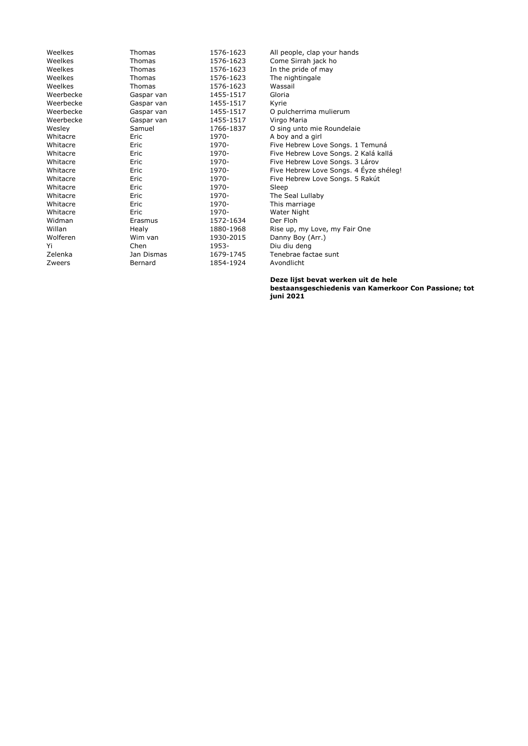| | | | |
|---|---|---|---|
| Weelkes | Thomas | 1576-1623 | All people, clap your hands |
| Weelkes | Thomas | 1576-1623 | Come Sirrah jack ho |
| Weelkes | Thomas | 1576-1623 | In the pride of may |
| Weelkes | Thomas | 1576-1623 | The nightingale |
| Weelkes | Thomas | 1576-1623 | Wassail |
| Weerbecke | Gaspar van | 1455-1517 | Gloria |
| Weerbecke | Gaspar van | 1455-1517 | Kyrie |
| Weerbecke | Gaspar van | 1455-1517 | O pulcherrima mulierum |
| Weerbecke | Gaspar van | 1455-1517 | Virgo Maria |
| Wesley | Samuel | 1766-1837 | O sing unto mie Roundelaie |
| Whitacre | Eric | 1970- | A boy and a girl |
| Whitacre | Eric | 1970- | Five Hebrew Love Songs. 1 Temuná |
| Whitacre | Eric | 1970- | Five Hebrew Love Songs. 2 Kalá kallá |
| Whitacre | Eric | 1970- | Five Hebrew Love Songs. 3 Lárov |
| Whitacre | Eric | 1970- | Five Hebrew Love Songs. 4 Éyze shéleg! |
| Whitacre | Eric | 1970- | Five Hebrew Love Songs. 5 Rakút |
| Whitacre | Eric | 1970- | Sleep |
| Whitacre | Eric | 1970- | The Seal Lullaby |
| Whitacre | Eric | 1970- | This marriage |
| Whitacre | Eric | 1970- | Water Night |
| Widman | Erasmus | 1572-1634 | Der Floh |
| Willan | Healy | 1880-1968 | Rise up, my Love, my Fair One |
| Wolferen | Wim van | 1930-2015 | Danny Boy (Arr.) |
| Yi | Chen | 1953- | Diu diu deng |
| Zelenka | Jan Dismas | 1679-1745 | Tenebrae factae sunt |
| Zweers | Bernard | 1854-1924 | Avondlicht |

**Deze lijst bevat werken uit de hele bestaansgeschiedenis van Kamerkoor Con Passione; tot juni 2021**